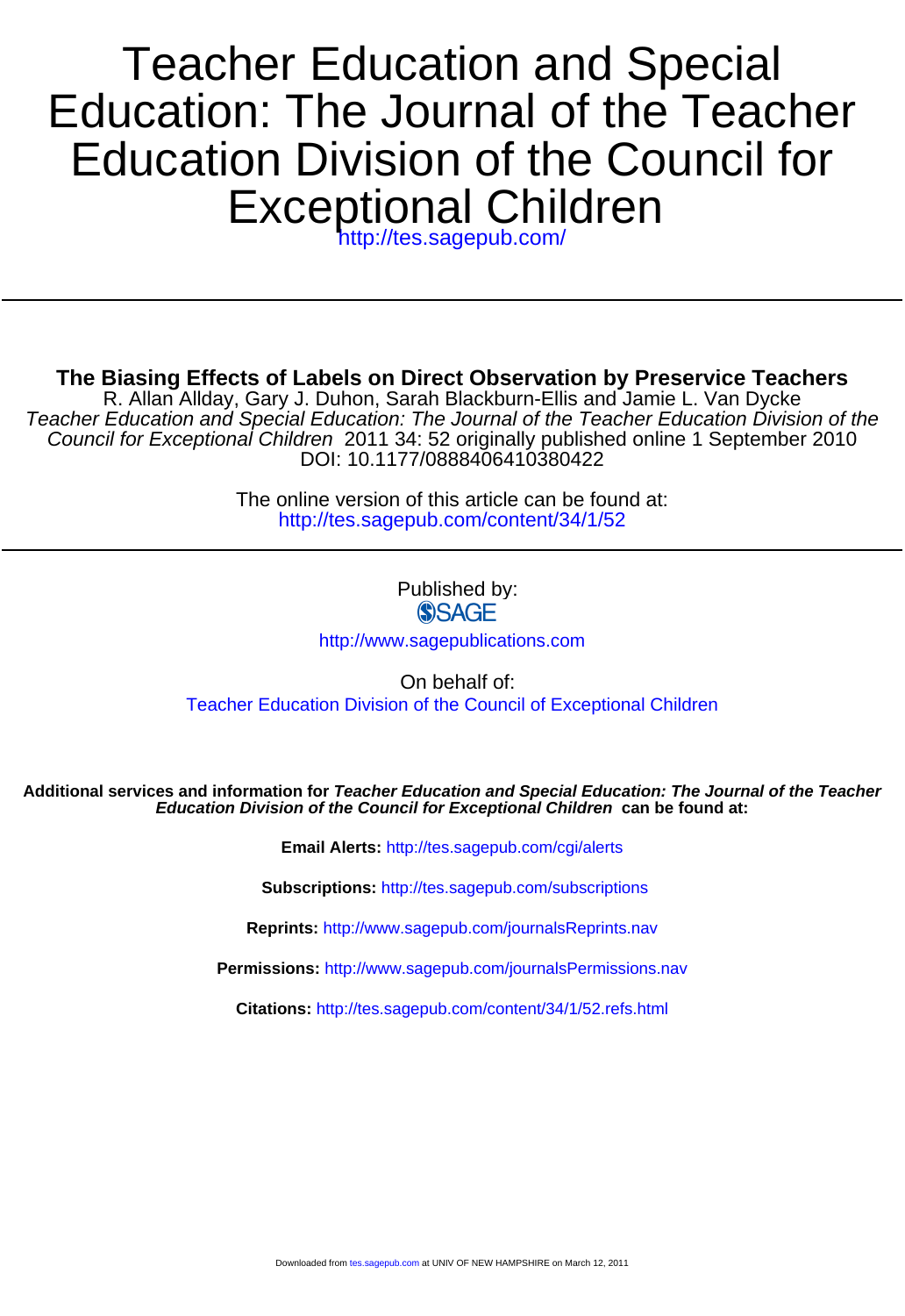# Teacher Education and Special Education: The Journal of the Teacher Education Division of the Council for Exceptional Children

http://tes.sagepub.com/

---

**The Biasing Effects of Labels on Direct Observation by Preservice Teachers**

R. Allan Allday, Gary J. Duhon, Sarah Blackburn-Ellis and Jamie L. Van Dycke

*Teacher Education and Special Education: The Journal of the Teacher Education Division of the Council for Exceptional Children* 2011 34: 52 originally published online 1 September 2010

DOI: 10.1177/0888406410380422

The online version of this article can be found at:

http://tes.sagepub.com/content/34/1/52

---

Published by:

SAGE

http://www.sagepublications.com

On behalf of:

Teacher Education Division of the Council of Exceptional Children

**Additional services and information for *Teacher Education and Special Education: The Journal of the Teacher Education Division of the Council for Exceptional Children* can be found at:**

**Email Alerts:** http://tes.sagepub.com/cgi/alerts

**Subscriptions:** http://tes.sagepub.com/subscriptions

**Reprints:** http://www.sagepub.com/journalsReprints.nav

**Permissions:** http://www.sagepub.com/journalsPermissions.nav

**Citations:** http://tes.sagepub.com/content/34/1/52.refs.html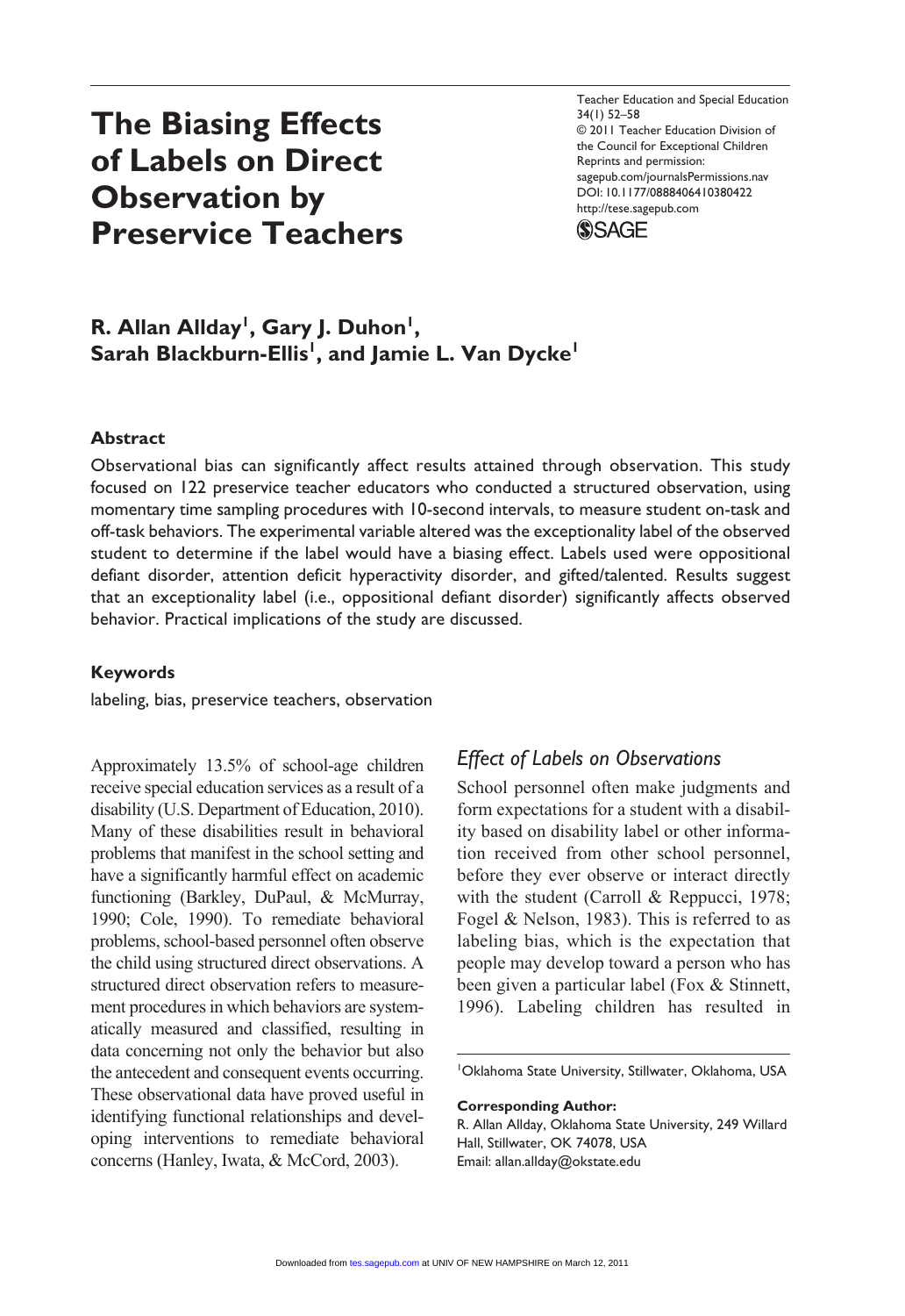# The Biasing Effects of Labels on Direct Observation by Preservice Teachers

**R. Allan Allday[1], Gary J. Duhon[1], Sarah Blackburn-Ellis[1], and Jamie L. Van Dycke[1]**

## Abstract

Observational bias can significantly affect results attained through observation. This study focused on 122 preservice teacher educators who conducted a structured observation, using momentary time sampling procedures with 10-second intervals, to measure student on-task and off-task behaviors. The experimental variable altered was the exceptionality label of the observed student to determine if the label would have a biasing effect. Labels used were oppositional defiant disorder, attention deficit hyperactivity disorder, and gifted/talented. Results suggest that an exceptionality label (i.e., oppositional defiant disorder) significantly affects observed behavior. Practical implications of the study are discussed.

## Keywords

labeling, bias, preservice teachers, observation

Approximately 13.5% of school-age children receive special education services as a result of a disability (U.S. Department of Education, 2010). Many of these disabilities result in behavioral problems that manifest in the school setting and have a significantly harmful effect on academic functioning (Barkley, DuPaul, & McMurray, 1990; Cole, 1990). To remediate behavioral problems, school-based personnel often observe the child using structured direct observations. A structured direct observation refers to measurement procedures in which behaviors are systematically measured and classified, resulting in data concerning not only the behavior but also the antecedent and consequent events occurring. These observational data have proved useful in identifying functional relationships and developing interventions to remediate behavioral concerns (Hanley, Iwata, & McCord, 2003).

### *Effect of Labels on Observations*

School personnel often make judgments and form expectations for a student with a disability based on disability label or other information received from other school personnel, before they ever observe or interact directly with the student (Carroll & Reppucci, 1978; Fogel & Nelson, 1983). This is referred to as labeling bias, which is the expectation that people may develop toward a person who has been given a particular label (Fox & Stinnett, 1996). Labeling children has resulted in

[1]Oklahoma State University, Stillwater, Oklahoma, USA

**Corresponding Author:**
R. Allan Allday, Oklahoma State University, 249 Willard Hall, Stillwater, OK 74078, USA
Email: allan.allday@okstate.edu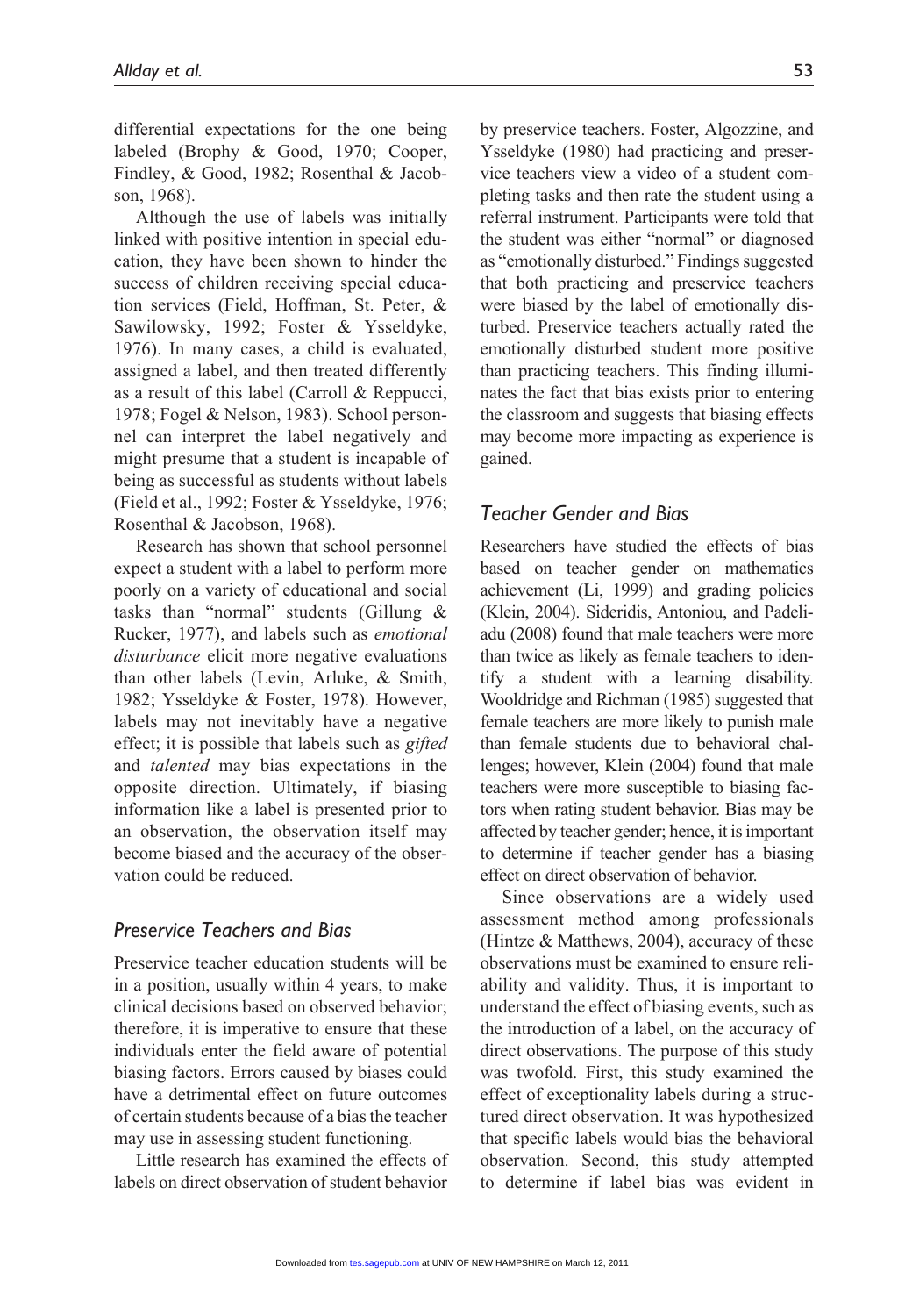differential expectations for the one being labeled (Brophy & Good, 1970; Cooper, Findley, & Good, 1982; Rosenthal & Jacobson, 1968).

Although the use of labels was initially linked with positive intention in special education, they have been shown to hinder the success of children receiving special education services (Field, Hoffman, St. Peter, & Sawilowsky, 1992; Foster & Ysseldyke, 1976). In many cases, a child is evaluated, assigned a label, and then treated differently as a result of this label (Carroll & Reppucci, 1978; Fogel & Nelson, 1983). School personnel can interpret the label negatively and might presume that a student is incapable of being as successful as students without labels (Field et al., 1992; Foster & Ysseldyke, 1976; Rosenthal & Jacobson, 1968).

Research has shown that school personnel expect a student with a label to perform more poorly on a variety of educational and social tasks than "normal" students (Gillung & Rucker, 1977), and labels such as *emotional disturbance* elicit more negative evaluations than other labels (Levin, Arluke, & Smith, 1982; Ysseldyke & Foster, 1978). However, labels may not inevitably have a negative effect; it is possible that labels such as *gifted* and *talented* may bias expectations in the opposite direction. Ultimately, if biasing information like a label is presented prior to an observation, the observation itself may become biased and the accuracy of the observation could be reduced.

## Preservice Teachers and Bias

Preservice teacher education students will be in a position, usually within 4 years, to make clinical decisions based on observed behavior; therefore, it is imperative to ensure that these individuals enter the field aware of potential biasing factors. Errors caused by biases could have a detrimental effect on future outcomes of certain students because of a bias the teacher may use in assessing student functioning.

Little research has examined the effects of labels on direct observation of student behavior by preservice teachers. Foster, Algozzine, and Ysseldyke (1980) had practicing and preservice teachers view a video of a student completing tasks and then rate the student using a referral instrument. Participants were told that the student was either "normal" or diagnosed as "emotionally disturbed." Findings suggested that both practicing and preservice teachers were biased by the label of emotionally disturbed. Preservice teachers actually rated the emotionally disturbed student more positive than practicing teachers. This finding illuminates the fact that bias exists prior to entering the classroom and suggests that biasing effects may become more impacting as experience is gained.

## Teacher Gender and Bias

Researchers have studied the effects of bias based on teacher gender on mathematics achievement (Li, 1999) and grading policies (Klein, 2004). Sideridis, Antoniou, and Padeliadu (2008) found that male teachers were more than twice as likely as female teachers to identify a student with a learning disability. Wooldridge and Richman (1985) suggested that female teachers are more likely to punish male than female students due to behavioral challenges; however, Klein (2004) found that male teachers were more susceptible to biasing factors when rating student behavior. Bias may be affected by teacher gender; hence, it is important to determine if teacher gender has a biasing effect on direct observation of behavior.

Since observations are a widely used assessment method among professionals (Hintze & Matthews, 2004), accuracy of these observations must be examined to ensure reliability and validity. Thus, it is important to understand the effect of biasing events, such as the introduction of a label, on the accuracy of direct observations. The purpose of this study was twofold. First, this study examined the effect of exceptionality labels during a structured direct observation. It was hypothesized that specific labels would bias the behavioral observation. Second, this study attempted to determine if label bias was evident in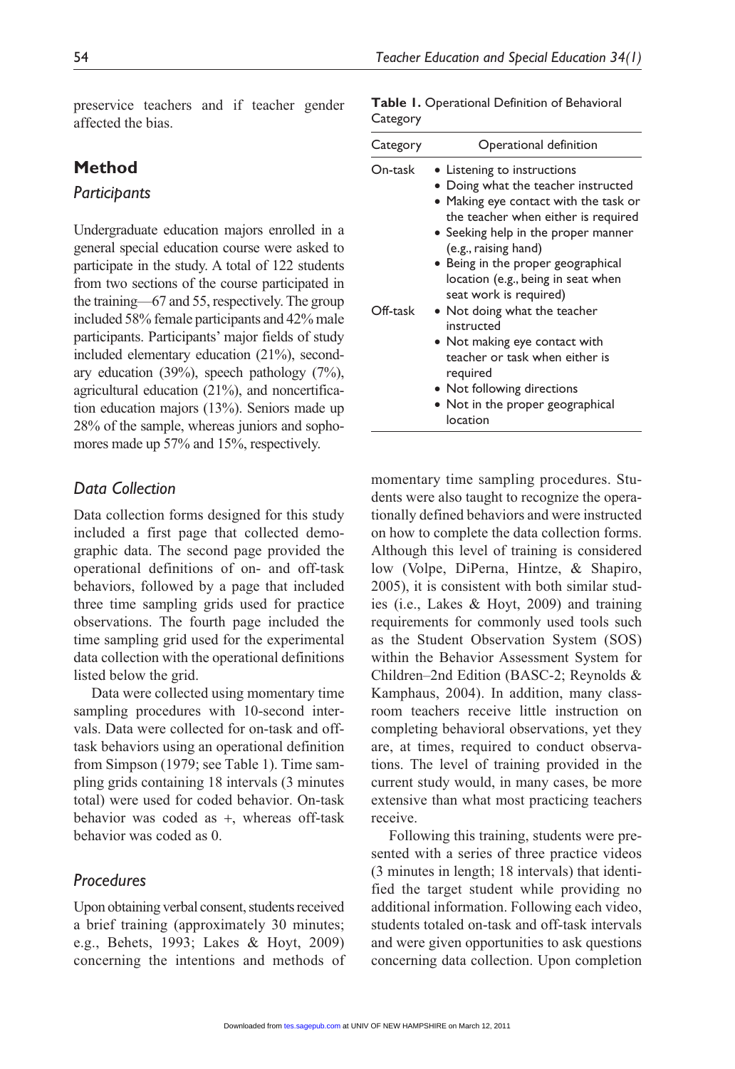preservice teachers and if teacher gender affected the bias.

## Method

### Participants

Undergraduate education majors enrolled in a general special education course were asked to participate in the study. A total of 122 students from two sections of the course participated in the training—67 and 55, respectively. The group included 58% female participants and 42% male participants. Participants' major fields of study included elementary education (21%), secondary education (39%), speech pathology (7%), agricultural education (21%), and noncertification education majors (13%). Seniors made up 28% of the sample, whereas juniors and sophomores made up 57% and 15%, respectively.

### Data Collection

Data collection forms designed for this study included a first page that collected demographic data. The second page provided the operational definitions of on- and off-task behaviors, followed by a page that included three time sampling grids used for practice observations. The fourth page included the time sampling grid used for the experimental data collection with the operational definitions listed below the grid.

Data were collected using momentary time sampling procedures with 10-second intervals. Data were collected for on-task and off-task behaviors using an operational definition from Simpson (1979; see Table 1). Time sampling grids containing 18 intervals (3 minutes total) were used for coded behavior. On-task behavior was coded as +, whereas off-task behavior was coded as 0.

**Table 1.** Operational Definition of Behavioral Category

| Category | Operational definition |
|---|---|
| On-task | • Listening to instructions<br>• Doing what the teacher instructed<br>• Making eye contact with the task or the teacher when either is required<br>• Seeking help in the proper manner (e.g., raising hand)<br>• Being in the proper geographical location (e.g., being in seat when seat work is required) |
| Off-task | • Not doing what the teacher instructed<br>• Not making eye contact with teacher or task when either is required<br>• Not following directions<br>• Not in the proper geographical location |

### Procedures

Upon obtaining verbal consent, students received a brief training (approximately 30 minutes; e.g., Behets, 1993; Lakes & Hoyt, 2009) concerning the intentions and methods of momentary time sampling procedures. Students were also taught to recognize the operationally defined behaviors and were instructed on how to complete the data collection forms. Although this level of training is considered low (Volpe, DiPerna, Hintze, & Shapiro, 2005), it is consistent with both similar studies (i.e., Lakes & Hoyt, 2009) and training requirements for commonly used tools such as the Student Observation System (SOS) within the Behavior Assessment System for Children–2nd Edition (BASC-2; Reynolds & Kamphaus, 2004). In addition, many classroom teachers receive little instruction on completing behavioral observations, yet they are, at times, required to conduct observations. The level of training provided in the current study would, in many cases, be more extensive than what most practicing teachers receive.

Following this training, students were presented with a series of three practice videos (3 minutes in length; 18 intervals) that identified the target student while providing no additional information. Following each video, students totaled on-task and off-task intervals and were given opportunities to ask questions concerning data collection. Upon completion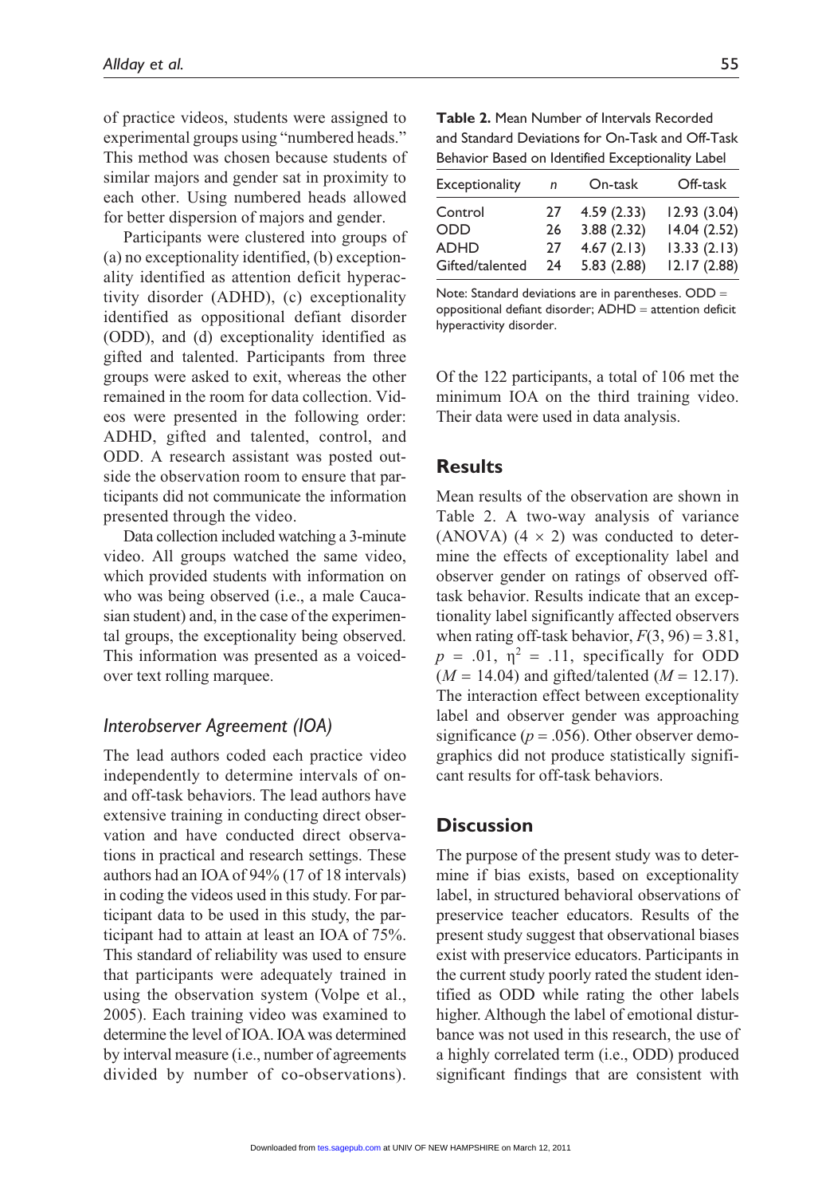of practice videos, students were assigned to experimental groups using "numbered heads." This method was chosen because students of similar majors and gender sat in proximity to each other. Using numbered heads allowed for better dispersion of majors and gender.

Participants were clustered into groups of (a) no exceptionality identified, (b) exceptionality identified as attention deficit hyperactivity disorder (ADHD), (c) exceptionality identified as oppositional defiant disorder (ODD), and (d) exceptionality identified as gifted and talented. Participants from three groups were asked to exit, whereas the other remained in the room for data collection. Videos were presented in the following order: ADHD, gifted and talented, control, and ODD. A research assistant was posted outside the observation room to ensure that participants did not communicate the information presented through the video.

Data collection included watching a 3-minute video. All groups watched the same video, which provided students with information on who was being observed (i.e., a male Caucasian student) and, in the case of the experimental groups, the exceptionality being observed. This information was presented as a voiced-over text rolling marquee.

### Interobserver Agreement (IOA)

The lead authors coded each practice video independently to determine intervals of on- and off-task behaviors. The lead authors have extensive training in conducting direct observation and have conducted direct observations in practical and research settings. These authors had an IOA of 94% (17 of 18 intervals) in coding the videos used in this study. For participant data to be used in this study, the participant had to attain at least an IOA of 75%. This standard of reliability was used to ensure that participants were adequately trained in using the observation system (Volpe et al., 2005). Each training video was examined to determine the level of IOA. IOA was determined by interval measure (i.e., number of agreements divided by number of co-observations). Of the 122 participants, a total of 106 met the minimum IOA on the third training video. Their data were used in data analysis.

**Table 2.** Mean Number of Intervals Recorded and Standard Deviations for On-Task and Off-Task Behavior Based on Identified Exceptionality Label

| Exceptionality | n | On-task | Off-task |
|---|---|---|---|
| Control | 27 | 4.59 (2.33) | 12.93 (3.04) |
| ODD | 26 | 3.88 (2.32) | 14.04 (2.52) |
| ADHD | 27 | 4.67 (2.13) | 13.33 (2.13) |
| Gifted/talented | 24 | 5.83 (2.88) | 12.17 (2.88) |

Note: Standard deviations are in parentheses. ODD = oppositional defiant disorder; ADHD = attention deficit hyperactivity disorder.

## Results

Mean results of the observation are shown in Table 2. A two-way analysis of variance (ANOVA) ($4 \times 2$) was conducted to determine the effects of exceptionality label and observer gender on ratings of observed off-task behavior. Results indicate that an exceptionality label significantly affected observers when rating off-task behavior, $F(3, 96) = 3.81$, $p = .01$, $\eta^2 = .11$, specifically for ODD ($M = 14.04$) and gifted/talented ($M = 12.17$). The interaction effect between exceptionality label and observer gender was approaching significance ($p = .056$). Other observer demographics did not produce statistically significant results for off-task behaviors.

## Discussion

The purpose of the present study was to determine if bias exists, based on exceptionality label, in structured behavioral observations of preservice teacher educators. Results of the present study suggest that observational biases exist with preservice educators. Participants in the current study poorly rated the student identified as ODD while rating the other labels higher. Although the label of emotional disturbance was not used in this research, the use of a highly correlated term (i.e., ODD) produced significant findings that are consistent with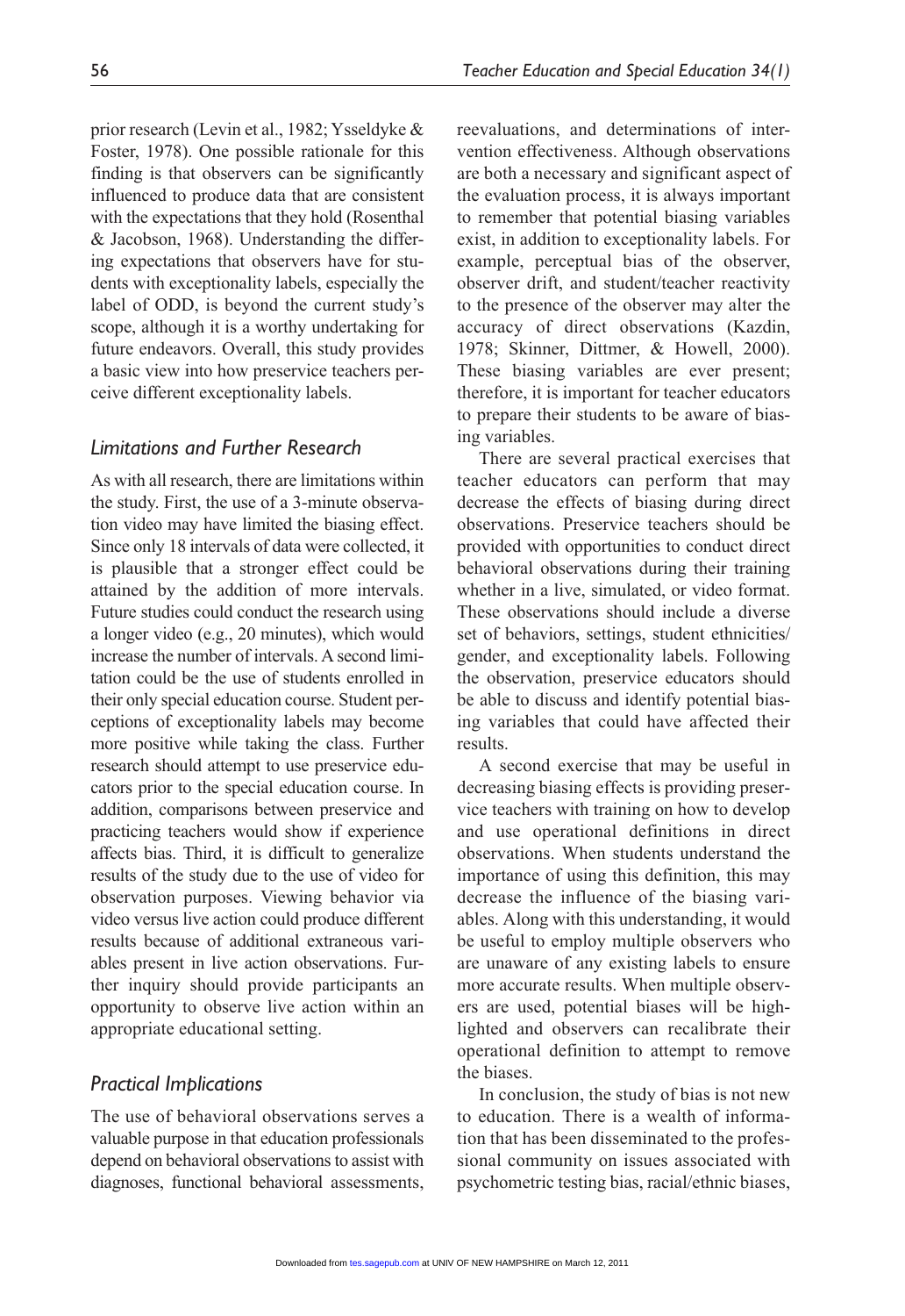prior research (Levin et al., 1982; Ysseldyke & Foster, 1978). One possible rationale for this finding is that observers can be significantly influenced to produce data that are consistent with the expectations that they hold (Rosenthal & Jacobson, 1968). Understanding the differing expectations that observers have for students with exceptionality labels, especially the label of ODD, is beyond the current study's scope, although it is a worthy undertaking for future endeavors. Overall, this study provides a basic view into how preservice teachers perceive different exceptionality labels.

### *Limitations and Further Research*

As with all research, there are limitations within the study. First, the use of a 3-minute observation video may have limited the biasing effect. Since only 18 intervals of data were collected, it is plausible that a stronger effect could be attained by the addition of more intervals. Future studies could conduct the research using a longer video (e.g., 20 minutes), which would increase the number of intervals. A second limitation could be the use of students enrolled in their only special education course. Student perceptions of exceptionality labels may become more positive while taking the class. Further research should attempt to use preservice educators prior to the special education course. In addition, comparisons between preservice and practicing teachers would show if experience affects bias. Third, it is difficult to generalize results of the study due to the use of video for observation purposes. Viewing behavior via video versus live action could produce different results because of additional extraneous variables present in live action observations. Further inquiry should provide participants an opportunity to observe live action within an appropriate educational setting.

### *Practical Implications*

The use of behavioral observations serves a valuable purpose in that education professionals depend on behavioral observations to assist with diagnoses, functional behavioral assessments, reevaluations, and determinations of intervention effectiveness. Although observations are both a necessary and significant aspect of the evaluation process, it is always important to remember that potential biasing variables exist, in addition to exceptionality labels. For example, perceptual bias of the observer, observer drift, and student/teacher reactivity to the presence of the observer may alter the accuracy of direct observations (Kazdin, 1978; Skinner, Dittmer, & Howell, 2000). These biasing variables are ever present; therefore, it is important for teacher educators to prepare their students to be aware of biasing variables.

There are several practical exercises that teacher educators can perform that may decrease the effects of biasing during direct observations. Preservice teachers should be provided with opportunities to conduct direct behavioral observations during their training whether in a live, simulated, or video format. These observations should include a diverse set of behaviors, settings, student ethnicities/gender, and exceptionality labels. Following the observation, preservice educators should be able to discuss and identify potential biasing variables that could have affected their results.

A second exercise that may be useful in decreasing biasing effects is providing preservice teachers with training on how to develop and use operational definitions in direct observations. When students understand the importance of using this definition, this may decrease the influence of the biasing variables. Along with this understanding, it would be useful to employ multiple observers who are unaware of any existing labels to ensure more accurate results. When multiple observers are used, potential biases will be highlighted and observers can recalibrate their operational definition to attempt to remove the biases.

In conclusion, the study of bias is not new to education. There is a wealth of information that has been disseminated to the professional community on issues associated with psychometric testing bias, racial/ethnic biases,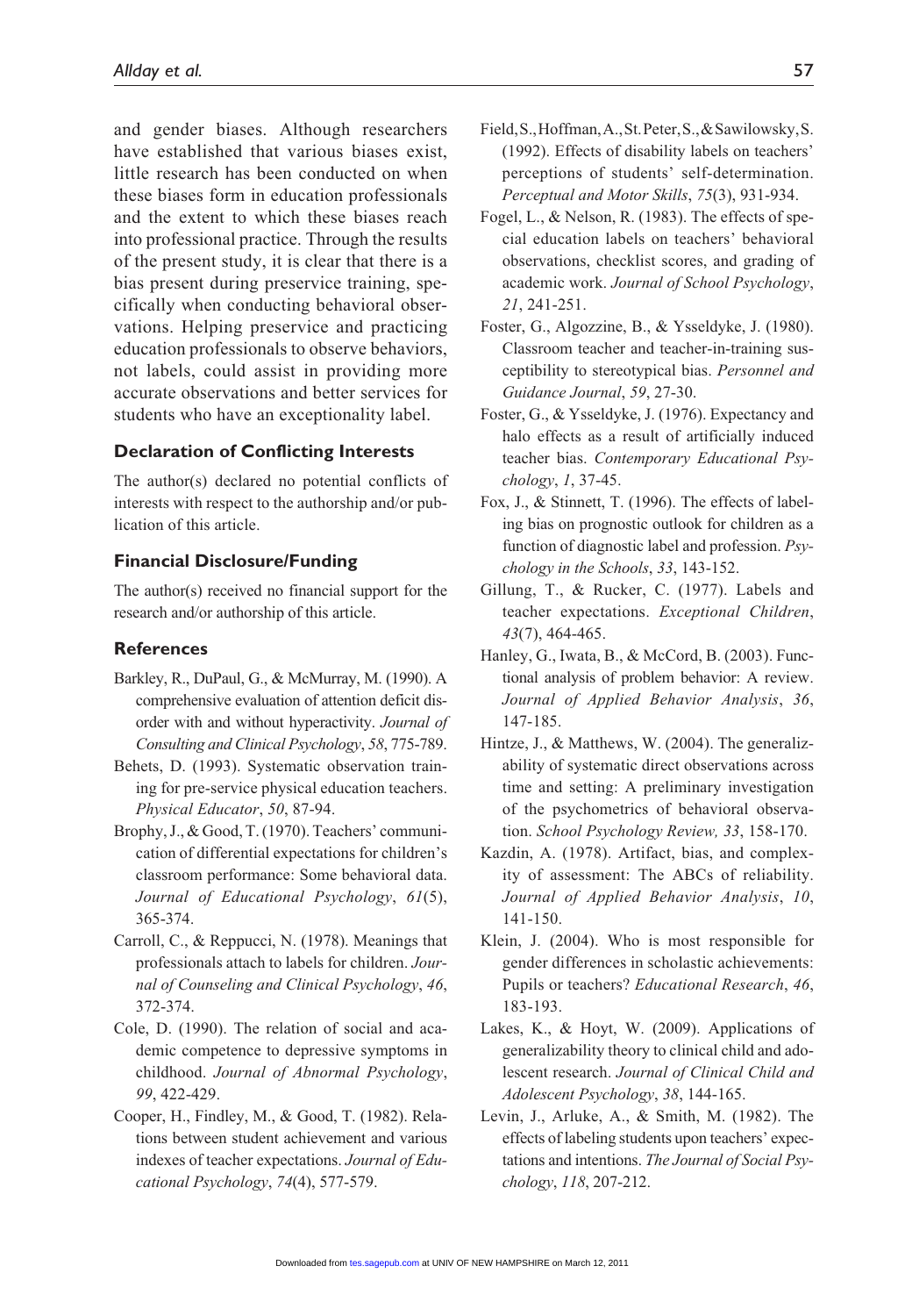and gender biases. Although researchers have established that various biases exist, little research has been conducted on when these biases form in education professionals and the extent to which these biases reach into professional practice. Through the results of the present study, it is clear that there is a bias present during preservice training, specifically when conducting behavioral observations. Helping preservice and practicing education professionals to observe behaviors, not labels, could assist in providing more accurate observations and better services for students who have an exceptionality label.

### Declaration of Conflicting Interests

The author(s) declared no potential conflicts of interests with respect to the authorship and/or publication of this article.

### Financial Disclosure/Funding

The author(s) received no financial support for the research and/or authorship of this article.

### References

Barkley, R., DuPaul, G., & McMurray, M. (1990). A comprehensive evaluation of attention deficit disorder with and without hyperactivity. *Journal of Consulting and Clinical Psychology*, *58*, 775-789.

Behets, D. (1993). Systematic observation training for pre-service physical education teachers. *Physical Educator*, *50*, 87-94.

Brophy, J., & Good, T. (1970). Teachers' communication of differential expectations for children's classroom performance: Some behavioral data. *Journal of Educational Psychology*, *61*(5), 365-374.

Carroll, C., & Reppucci, N. (1978). Meanings that professionals attach to labels for children. *Journal of Counseling and Clinical Psychology*, *46*, 372-374.

Cole, D. (1990). The relation of social and academic competence to depressive symptoms in childhood. *Journal of Abnormal Psychology*, *99*, 422-429.

Cooper, H., Findley, M., & Good, T. (1982). Relations between student achievement and various indexes of teacher expectations. *Journal of Educational Psychology*, *74*(4), 577-579.

Field, S., Hoffman, A., St. Peter, S., & Sawilowsky, S. (1992). Effects of disability labels on teachers' perceptions of students' self-determination. *Perceptual and Motor Skills*, *75*(3), 931-934.

Fogel, L., & Nelson, R. (1983). The effects of special education labels on teachers' behavioral observations, checklist scores, and grading of academic work. *Journal of School Psychology*, *21*, 241-251.

Foster, G., Algozzine, B., & Ysseldyke, J. (1980). Classroom teacher and teacher-in-training susceptibility to stereotypical bias. *Personnel and Guidance Journal*, *59*, 27-30.

Foster, G., & Ysseldyke, J. (1976). Expectancy and halo effects as a result of artificially induced teacher bias. *Contemporary Educational Psychology*, *1*, 37-45.

Fox, J., & Stinnett, T. (1996). The effects of labeling bias on prognostic outlook for children as a function of diagnostic label and profession. *Psychology in the Schools*, *33*, 143-152.

Gillung, T., & Rucker, C. (1977). Labels and teacher expectations. *Exceptional Children*, *43*(7), 464-465.

Hanley, G., Iwata, B., & McCord, B. (2003). Functional analysis of problem behavior: A review. *Journal of Applied Behavior Analysis*, *36*, 147-185.

Hintze, J., & Matthews, W. (2004). The generalizability of systematic direct observations across time and setting: A preliminary investigation of the psychometrics of behavioral observation. *School Psychology Review, 33*, 158-170.

Kazdin, A. (1978). Artifact, bias, and complexity of assessment: The ABCs of reliability. *Journal of Applied Behavior Analysis*, *10*, 141-150.

Klein, J. (2004). Who is most responsible for gender differences in scholastic achievements: Pupils or teachers? *Educational Research*, *46*, 183-193.

Lakes, K., & Hoyt, W. (2009). Applications of generalizability theory to clinical child and adolescent research. *Journal of Clinical Child and Adolescent Psychology*, *38*, 144-165.

Levin, J., Arluke, A., & Smith, M. (1982). The effects of labeling students upon teachers' expectations and intentions. *The Journal of Social Psychology*, *118*, 207-212.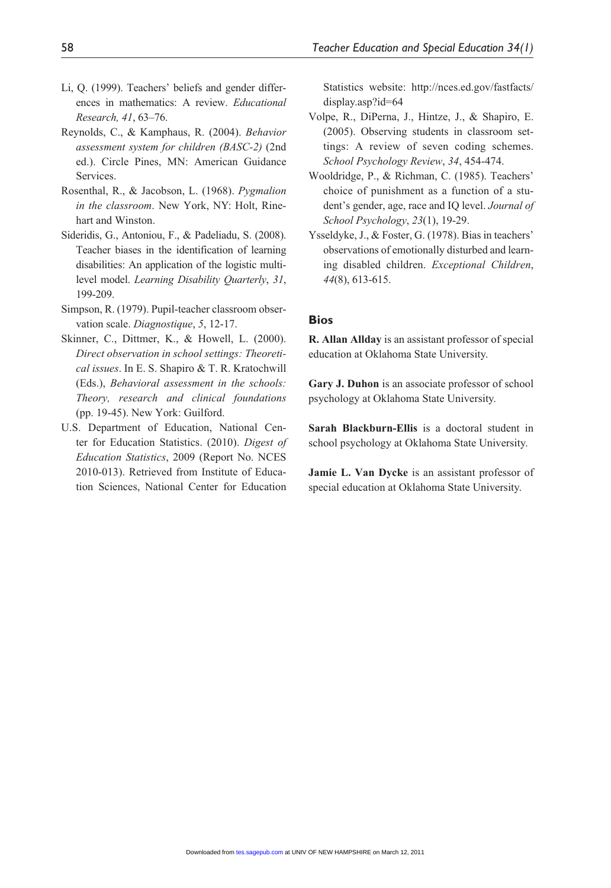Li, Q. (1999). Teachers' beliefs and gender differences in mathematics: A review. *Educational Research, 41*, 63–76.

Reynolds, C., & Kamphaus, R. (2004). *Behavior assessment system for children (BASC-2)* (2nd ed.). Circle Pines, MN: American Guidance Services.

Rosenthal, R., & Jacobson, L. (1968). *Pygmalion in the classroom*. New York, NY: Holt, Rinehart and Winston.

Sideridis, G., Antoniou, F., & Padeliadu, S. (2008). Teacher biases in the identification of learning disabilities: An application of the logistic multilevel model. *Learning Disability Quarterly*, *31*, 199-209.

Simpson, R. (1979). Pupil-teacher classroom observation scale. *Diagnostique*, *5*, 12-17.

Skinner, C., Dittmer, K., & Howell, L. (2000). *Direct observation in school settings: Theoretical issues*. In E. S. Shapiro & T. R. Kratochwill (Eds.), *Behavioral assessment in the schools: Theory, research and clinical foundations* (pp. 19-45). New York: Guilford.

U.S. Department of Education, National Center for Education Statistics. (2010). *Digest of Education Statistics*, 2009 (Report No. NCES 2010-013). Retrieved from Institute of Education Sciences, National Center for Education Statistics website: http://nces.ed.gov/fastfacts/display.asp?id=64

Volpe, R., DiPerna, J., Hintze, J., & Shapiro, E. (2005). Observing students in classroom settings: A review of seven coding schemes. *School Psychology Review*, *34*, 454-474.

Wooldridge, P., & Richman, C. (1985). Teachers' choice of punishment as a function of a student's gender, age, race and IQ level. *Journal of School Psychology*, *23*(1), 19-29.

Ysseldyke, J., & Foster, G. (1978). Bias in teachers' observations of emotionally disturbed and learning disabled children. *Exceptional Children*, *44*(8), 613-615.

## Bios

**R. Allan Allday** is an assistant professor of special education at Oklahoma State University.

**Gary J. Duhon** is an associate professor of school psychology at Oklahoma State University.

**Sarah Blackburn-Ellis** is a doctoral student in school psychology at Oklahoma State University.

**Jamie L. Van Dycke** is an assistant professor of special education at Oklahoma State University.